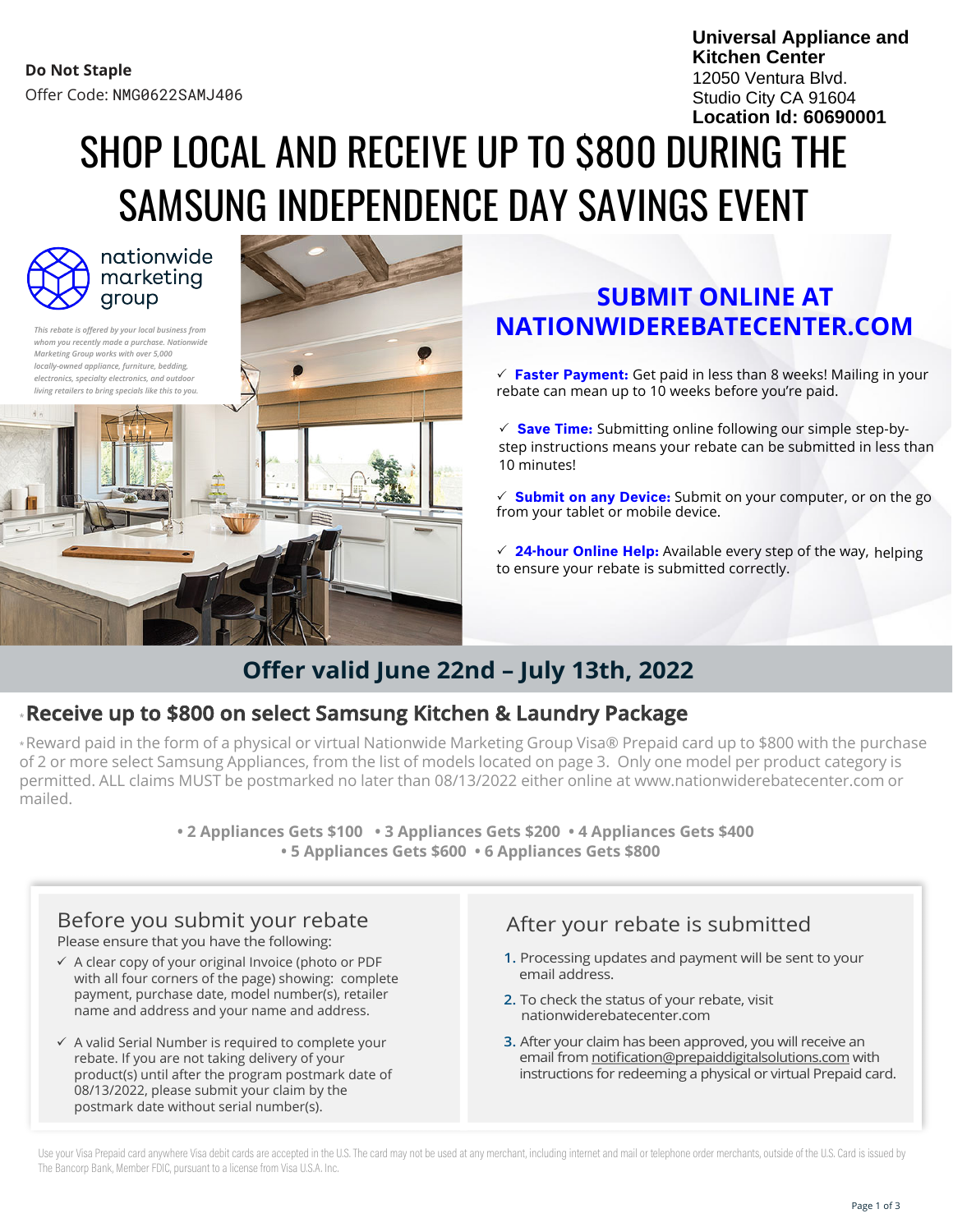**Do Not Staple**
Offer Code: NMG0622SAMJ406

**Universal Appliance and Kitchen Center**
12050 Ventura Blvd.
Studio City CA 91604
**Location Id: 60690001**

# SHOP LOCAL AND RECEIVE UP TO $800 DURING THE SAMSUNG INDEPENDENCE DAY SAVINGS EVENT

nationwide marketing group

*This rebate is offered by your local business from whom you recently made a purchase. Nationwide Marketing Group works with over 5,000 locally-owned appliance, furniture, bedding, electronics, specialty electronics, and outdoor living retailers to bring specials like this to you.*

## SUBMIT ONLINE AT NATIONWIDEREBATECENTER.COM

- ✓ **Faster Payment:** Get paid in less than 8 weeks! Mailing in your rebate can mean up to 10 weeks before you're paid.
- ✓ **Save Time:** Submitting online following our simple step-by-step instructions means your rebate can be submitted in less than 10 minutes!
- ✓ **Submit on any Device:** Submit on your computer, or on the go from your tablet or mobile device.
- ✓ **24-hour Online Help:** Available every step of the way, helping to ensure your rebate is submitted correctly.

## Offer valid June 22nd – July 13th, 2022

## *Receive up to $800 on select Samsung Kitchen & Laundry Package

*Reward paid in the form of a physical or virtual Nationwide Marketing Group Visa® Prepaid card up to $800 with the purchase of 2 or more select Samsung Appliances, from the list of models located on page 3. Only one model per product category is permitted. ALL claims MUST be postmarked no later than 08/13/2022 either online at www.nationwiderebatecenter.com or mailed.

**• 2 Appliances Gets $100 • 3 Appliances Gets $200 • 4 Appliances Gets $400 • 5 Appliances Gets $600 • 6 Appliances Gets $800**

### Before you submit your rebate

Please ensure that you have the following:

- ✓ A clear copy of your original Invoice (photo or PDF with all four corners of the page) showing: complete payment, purchase date, model number(s), retailer name and address and your name and address.
- ✓ A valid Serial Number is required to complete your rebate. If you are not taking delivery of your product(s) until after the program postmark date of 08/13/2022, please submit your claim by the postmark date without serial number(s).

### After your rebate is submitted

1. Processing updates and payment will be sent to your email address.
2. To check the status of your rebate, visit nationwiderebatecenter.com
3. After your claim has been approved, you will receive an email from notification@prepaiddigitalsolutions.com with instructions for redeeming a physical or virtual Prepaid card.

Use your Visa Prepaid card anywhere Visa debit cards are accepted in the U.S. The card may not be used at any merchant, including internet and mail or telephone order merchants, outside of the U.S. Card is issued by The Bancorp Bank, Member FDIC, pursuant to a license from Visa U.S.A. Inc.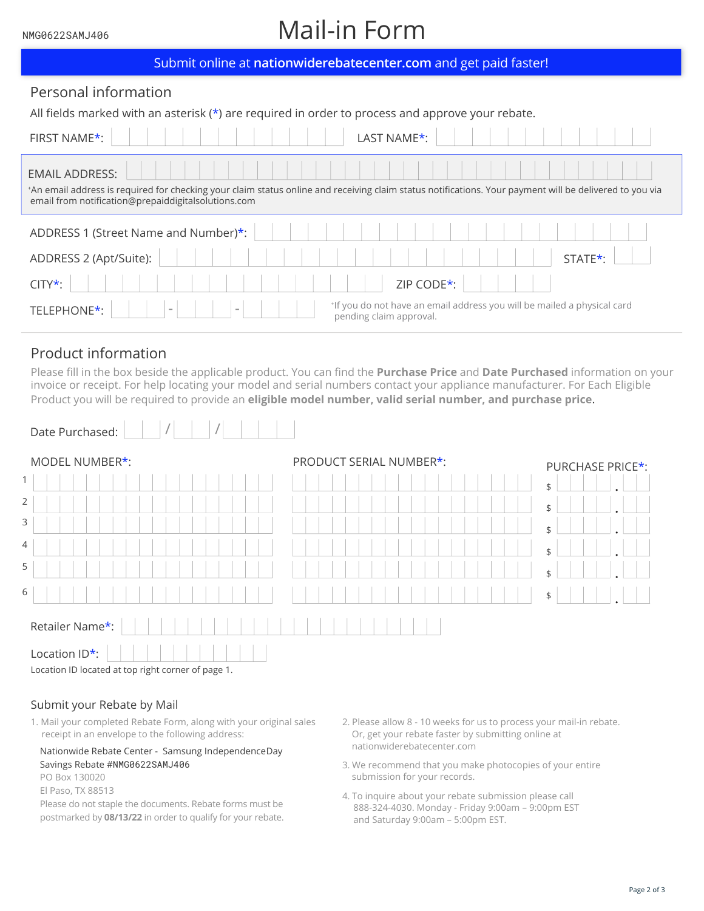NMG0622SAMJ406

# Mail-in Form

**Submit online at nationwiderebatecenter.com and get paid faster!**

## Personal information

All fields marked with an asterisk (*) are required in order to process and approve your rebate.

FIRST NAME*: LAST NAME*:

EMAIL ADDRESS:

*An email address is required for checking your claim status online and receiving claim status notifications. Your payment will be delivered to you via email from notification@prepaiddigitalsolutions.com

ADDRESS 1 (Street Name and Number)*:

ADDRESS 2 (Apt/Suite): STATE*:

CITY*: ZIP CODE*:

TELEPHONE*: - -

*If you do not have an email address you will be mailed a physical card pending claim approval.

## Product information

Please fill in the box beside the applicable product. You can find the **Purchase Price** and **Date Purchased** information on your invoice or receipt. For help locating your model and serial numbers contact your appliance manufacturer. For Each Eligible Product you will be required to provide an **eligible model number, valid serial number, and purchase price**.

Date Purchased: / /

| | MODEL NUMBER*: | PRODUCT SERIAL NUMBER*: | PURCHASE PRICE*: |
|---|---|---|---|
| 1 | | | $ . |
| 2 | | | $ . |
| 3 | | | $ . |
| 4 | | | $ . |
| 5 | | | $ . |
| 6 | | | $ . |

Retailer Name*:

Location ID*:

Location ID located at top right corner of page 1.

## Submit your Rebate by Mail

1. Mail your completed Rebate Form, along with your original sales receipt in an envelope to the following address:

   Nationwide Rebate Center - Samsung IndependenceDay Savings Rebate #NMG0622SAMJ406
   PO Box 130020
   El Paso, TX 88513

   Please do not staple the documents. Rebate forms must be postmarked by **08/13/22** in order to qualify for your rebate.

2. Please allow 8 - 10 weeks for us to process your mail-in rebate. Or, get your rebate faster by submitting online at nationwiderebatecenter.com
3. We recommend that you make photocopies of your entire submission for your records.
4. To inquire about your rebate submission please call 888-324-4030. Monday - Friday 9:00am – 9:00pm EST and Saturday 9:00am – 5:00pm EST.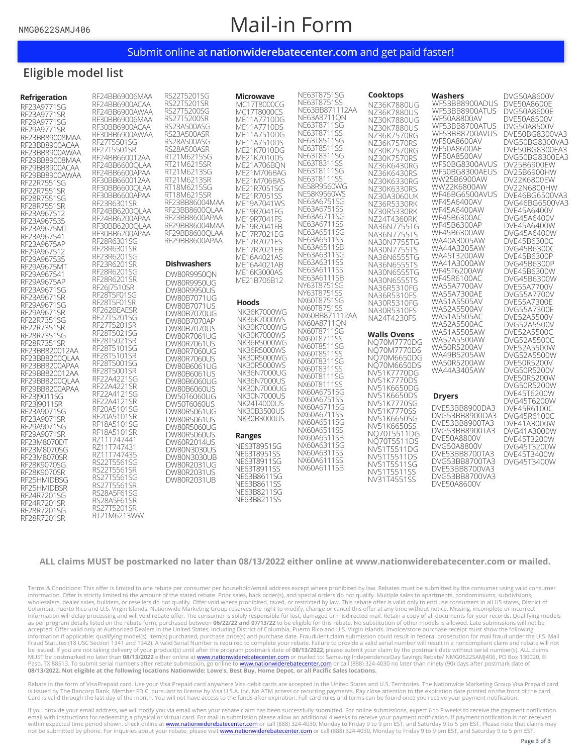NMG0622SAMJ406

# Mail-in Form

Submit online at **nationwiderebatecenter.com** and get paid faster!

## Eligible model list

### Refrigeration

RF23A9771SG
RF23A9771SR
RF29A9771SG
RF29A9771SR
RF23BB89008MAA
RF23BB8900ACAA
RF23BB8900AWAA
RF29BB89008MAA
RF29BB8900ACAA
RF29BB8900AWAA
RF22R7551SG
RF22R7551SR
RF28R7551SG
RF28R7551SR
RF23A967512
RF23A967535
RF23A9675MT
RF23A967541
RF23A9675AP
RF29A967512
RF29A967535
RF29A9675MT
RF29A967541
RF29A9675AP
RF23A9671SG
RF23A9671SR
RF29A9671SG
RF29A9671SR
RF22R7351SG
RF22R7351SR
RF28R7351SG
RF28R7351SR
RF23BB820012AA
RF23BB8200QLAA
RF23BB8200APAA
RF29BB820012AA
RF29BB8200QLAA
RF29BB8200APAA
RF23J9011SG
RF23J9011SR
RF23A9071SG
RF23A9071SR
RF29A9071SG
RF29A9071SR
RF23M8070DT
RF23M8070SG
RF23M8070SR
RF28K9070SG
RF28K9070SR
RF25HMIDBSG
RF25HMIDBSR
RF24R7201SG
RF24R7201SR
RF28R7201SG
RF28R7201SR
RF24BB69006MAA
RF24BB6900ACAA
RF24BB6900AWAA
RF30BB69006MAA
RF30BB6900ACAA
RF30BB6900AWAA
RF27T5501SG
RF27T5501SR
RF24BB660012AA
RF24BB6600QLAA
RF24BB6600APAA
RF30BB660012AA
RF30BB6600QLAA
RF30BB6600APAA
RF23R6301SR
RF24BB6200QLAA
RF24BB6200APAA
RF30BB6200QLAA
RF30BB6200APAA
RF28R6301SG
RF28R6301SR
RF23R6201SG
RF23R6201SR
RF28R6201SG
RF28R6201SR
RF26J7510SR
RF28T5F01SG
RF28T5F01SR
RF262BEAESR
RF27T5201SG
RF27T5201SR
RF28T5021SG
RF28T5021SR
RF28T5101SG
RF28T5101SR
RF28T5001SG
RF28T5001SR
RF22A4221SG
RF22A4221SR
RF22A4121SG
RF22A4121SR
RF20A5101SG
RF20A5101SR
RF18A5101SG
RF18A5101SR
RZ11T747441
RZ11T747431
RZ11T747435
RS22T5561SG
RS22T5561SR
RS27T5561SG
RS27T5561SR
RS28A5F61SG
RS28A5F61SR
RS27T5201SR
RT21M6213WW
RS22T5201SG
RS22T5201SR
RS27T5200SG
RS27T5200SR
RS23A500ASG
RS23A500ASR
RS28A500ASG
RS28A500ASR
RT21M6215SG
RT21M6215SR
RT21M6213SG
RT21M6213SR
RT18M6215SG
RT18M6215SR
RF23BB86004MAA
RF23BB8600QLAA
RF23BB8600APAA
RF29BB86004MAA
RF29BB8600QLAA
RF29BB8600APAA

### Dishwashers

DW80R9950QN
DW80R9950UG
DW80R9950US
DW80B7071UG
DW80B7071US
DW80B7070UG
DW80B7070AP
DW80B7070US
DW80R7061UG
DW80R7061US
DW80R7060UG
DW80R7060US
DW80B6061UG
DW80B6061US
DW80B6060UG
DW80B6060US
DW50T6060UG
DW50T6060US
DW80R5061UG
DW80R5061US
DW80R5060UG
DW80R5060US
DW60R2014US
DW80N3030US
DW80N3030UB
DW80R2031UG
DW80R2031US
DW80R2031UB

### Microwave

MC17T8000CG
MC17T8000CS
ME11A7710DG
ME11A7710DS
ME11A7510DG
ME11A7510DS
ME21K7010DG
ME21K7010DS
ME21A706BQN
ME21M706BAG
ME21M706BAS
ME21R7051SG
ME21R7051SS
ME19A7041WS
ME19R7041FG
ME19R7041FS
ME19R7041FB
ME17R7021EG
ME17R7021ES
ME17R7021EB
ME16A4021AS
ME16A4021AB
ME16K3000AS
ME21B706B12

### Hoods

NK36K7000WG
NK36K7000WS
NK30K7000WG
NK30K7000WS
NK36R5000WG
NK36R5000WS
NK30R5000WG
NK30R5000WS
NK36N7000UG
NK36N7000US
NK30N7000UG
NK30N7000US
NK24T4000US
NK30B3500US
NK30B3000US

### Ranges

NE63T8951SG
NE63T8951SS
NE63T8911SG
NE63T8911SS
NE63B8611SG
NE63B8611SS
NE63B8211SG
NE63B8211SS
NE63T8751SG
NE63T8751SS
NE63BB871112AA
NE63A8711QN
NE63T8711SG
NE63T8711SS
NE63T8511SG
NE63T8511SS
NE63T8311SG
NE63T8311SS
NE63T8111SG
NE63T8111SS
NE58R9560WG
NE58K9560WS
NE63A6751SG
NE63A6751SS
NE63A6711SG
NE63A6711SS
NE63A6511SG
NE63A6511SS
NE63A6511SB
NE63A6311SG
NE63A6311SS
NE63A6111SS
NE63A6111SB
NY63T8751SG
NY63T8751SS
NX60T8751SG
NX60T8751SS
NX60BB871112AA
NX60A8711QN
NX60T8711SG
NX60T8711SS
NX60T8511SG
NX60T8511SS
NX60T8311SG
NX60T8311SS
NX60T8111SG
NX60T8111SS
NX60A6751SG
NX60A6751SS
NX60A6711SG
NX60A6711SS
NX60A6511SG
NX60A6511SS
NX60A6511SB
NX60A6311SG
NX60A6311SS
NX60A6111SS
NX60A6111SB

### Cooktops

NZ36K7880UG
NZ36K7880US
NZ30K7880UG
NZ30K7880US
NZ36K7570RG
NZ36K7570RS
NZ30K7570RG
NZ30K7570RS
NZ36K6430RG
NZ36K6430RS
NZ30K6330RG
NZ30K6330RS
NZ30A3060UK
NZ36R5330RK
NZ30R5330RK
NZ24T4360RK
NA36N7755TG
NA36N7755TS
NA30N7755TG
NA30N7755TS
NA36N6555TG
NA36N6555TS
NA30N6555TG
NA30N6555TS
NA36R5310FG
NA36R5310FS
NA30R5310FG
NA30R5310FS
NA24T4230FS

### Walls Ovens

NQ70M7770DG
NQ70M7770DS
NQ70M6650DG
NQ70M6650DS
NV51K7770DG
NV51K7770DS
NV51K6650DG
NV51K6650DS
NV51K7770SG
NV51K7770SS
NV51K6650SG
NV51K6650SS
NQ70T5511DG
NQ70T5511DS
NV51T5511DG
NV51T5511DS
NV51T5511SG
NV51T5511SS
NV31T4551SS

### Washers

WF53BB8900ADUS
WF53BB8900ATUS
WF50A8800AV
WF53BB8700ATUS
WF53BB8700AVUS
WF50A8600AV
WF50A8600AE
WF50A8500AV
WF50BG8300AVUS
WF50BG8300AEUS
WW25B6900AW
WW22K6800AW
WF46BG6500AVUS
WF45A6400AV
WF45A6400AW
WF45B6300AC
WF45B6300AP
WF45B6300AW
WA40A3005AW
WA44A3205AW
WA45T3200AW
WA41A3000AW
WF45T6200AW
WF45R6100AC
WA55A7700AV
WA55A7300AE
WA51A5505AV
WA52A5500AV
WA51A5505AC
WA52A5500AC
WA51A5505AW
WA52A5500AW
WA50R5200AV
WA49B5205AW
WA50R5200AW
WA44A3405AW

### Dryers

DVE53BB8900DA3
DVG53BB8900DA3
DVE53BB8900TA3
DVG53BB8900TA3
DVE50A8800V
DVG50A8800V
DVE53BB8700TA3
DVG53BB8700TA3
DVE53BB8700VA3
DVG53BB8700VA3
DVE50A8600V
DVG50A8600V
DVE50A8600E
DVG50A8600E
DVE50A8500V
DVG50A8500V
DVE50BG8300VA3
DVG50BG8300VA3
DVE50BG8300EA3
DVG50BG8300EA3
DV25B6900EW
DV25B6900HW
DV22K6800EW
DV22N6800HW
DVE46BG6500VA3
DVG46BG6500VA3
DVE45A6400V
DVG45A6400V
DVE45A6400W
DVG45A6400W
DVE45B6300C
DVG45B6300C
DVE45B6300P
DVG45B6300P
DVE45B6300W
DVG45B6300W
DVE55A7700V
DVG55A7700V
DVE55A7300E
DVG55A7300E
DVE52A5500V
DVG52A5500V
DVE52A5500C
DVG52A5500C
DVE52A5500W
DVG52A5500W
DVE50R5200V
DVG50R5200V
DVE50R5200W
DVG50R5200W
DVE45T6200W
DVG45T6200W
DVE45R6100C
DVG45R6100C
DVE41A3000W
DVG41A3000W
DVE45T3200W
DVG45T3200W
DVE45T3400W
DVG45T3400W

**ALL claims MUST be postmarked no later than 08/13/2022 either online at www.nationwiderebatecenter.com or mailed.**

Terms & Conditions: This offer is limited to one rebate per consumer per household/email address except where prohibited by law. Rebates must be submitted by the consumer using valid consumer information. Offer is strictly limited to the amount of the stated rebate. Prior sales, back order(s), and special orders do not qualify. Multiple sales to apartments, condominiums, subdivisions, wholesalers, dealer sales, builders, or resellers do not qualify. Offer void where prohibited, taxed, or restricted by law. This rebate offer is valid only to end use consumers in all US states, District of Columbia, Puerto Rico and U.S. Virgin Islands. Nationwide Marketing Group reserves the right to modify, change or cancel this offer at any time without notice. Missing, incomplete or incorrect information will delay processing and will void rebate offer. The consumer is solely responsible for lost, damaged or misdirected mail. Retain a copy of all documents for your records. Qualifying models as per program details listed on the rebate form, purchased between **06/22/22 and 07/13/22** to be eligible for this rebate. No substitution of other models is allowed. Late submissions will not be accepted. Offer valid only at Authorized Dealers in the United States, including District of Columbia, Puerto Rico and U.S. Virgin Islands. Invoice/store purchase receipt must show the following information if applicable: qualifying model(s), item(s) purchased, purchase price(s) and purchase date. Fraudulent claim submission could result in federal prosecution for mail fraud under the U.S. Mail Fraud Statutes (18 USC Section 1341 and 1342). A valid Serial Number is required to complete your rebate. Failure to provide a valid serial number will result in a noncompliant claim and rebate will not be issued. If you are not taking delivery of your product(s) until after the program postmark date of **08/13/2022**, please submit your claim by the postmark date without serial number(s). ALL claims MUST be postmarked no later than **08/13/2022** either online at www.nationwiderebatecenter.com or mailed to: Samsung IndependenceDay Savings Rebate/ NMG0622SAMJ406, PO Box 130020, El Paso, TX 88513. To submit serial numbers after rebate submission, go online to www.nationwiderebatecenter.com or call (888) 324-4030 no later than ninety (90) days after postmark date of **08/13/2022. Not eligible at the following locations Nationwide: Lowe's, Best Buy, Home Depot, or all Pacific Sales locations.**

Rebate in the form of Visa Prepaid card. Use your Visa Prepaid card anywhere Visa debit cards are accepted in the United States and U.S. Territories. The Nationwide Marketing Group Visa Prepaid card is issued by The Bancorp Bank, Member FDIC, pursuant to license by Visa U.S.A. Inc. No ATM access or recurring payments. Pay close attention to the expiration date printed on the front of the card. Card is valid through the last day of the month. You will not have access to the funds after expiration. Full card rules and terms can be found once you receive your payment notification.

If you provide your email address, we will notify you via email when your rebate claim has been successfully submitted. For online submissions, expect 6 to 8 weeks to receive the payment notification email with instructions for redeeming a physical or virtual card. For mail in submission please allow an additional 4 weeks to receive your payment notification. If payment notification is not received within expected time period shown, check online at www.nationwiderebatecenter.com or call (888) 324-4030, Monday to Friday 9 to 9 pm EST, and Saturday 9 to 5 pm EST. Please note that claims may not be submitted by phone. For inquiries about your rebate, please visit www.nationwiderebatecenter.com or call (888) 324-4030, Monday to Friday 9 to 9 pm EST, and Saturday 9 to 5 pm EST.